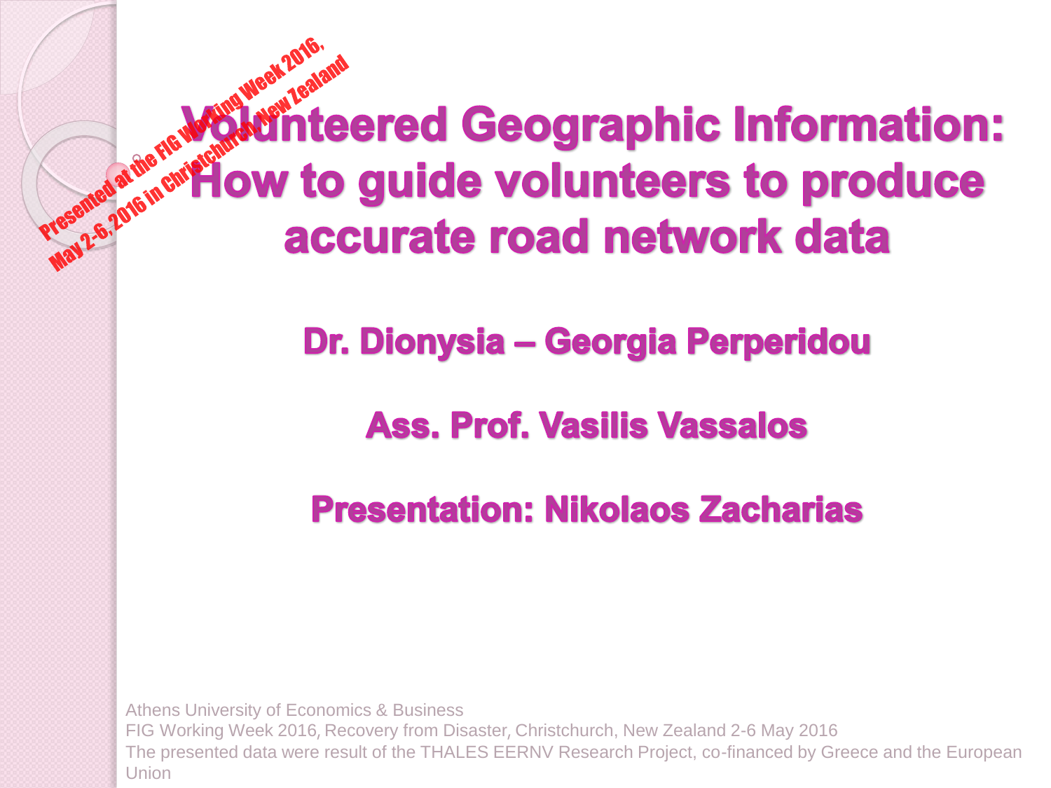Presented at the FIG Working Week 2016, May 2-6, 2016 in Christchurch, New Zealand

# Volunteered Geographic Information: How to guide volunteers to produce accurate road network data

**Dr. Dionysia – Georgia Perperidou**

**Ass. Prof. Vasilis Vassalos**

**Presentation: Nikolaos Zacharias**

Athens University of Economics & Business
FIG Working Week 2016, Recovery from Disaster, Christchurch, New Zealand 2-6 May 2016
The presented data were result of the THALES EERNV Research Project, co-financed by Greece and the European Union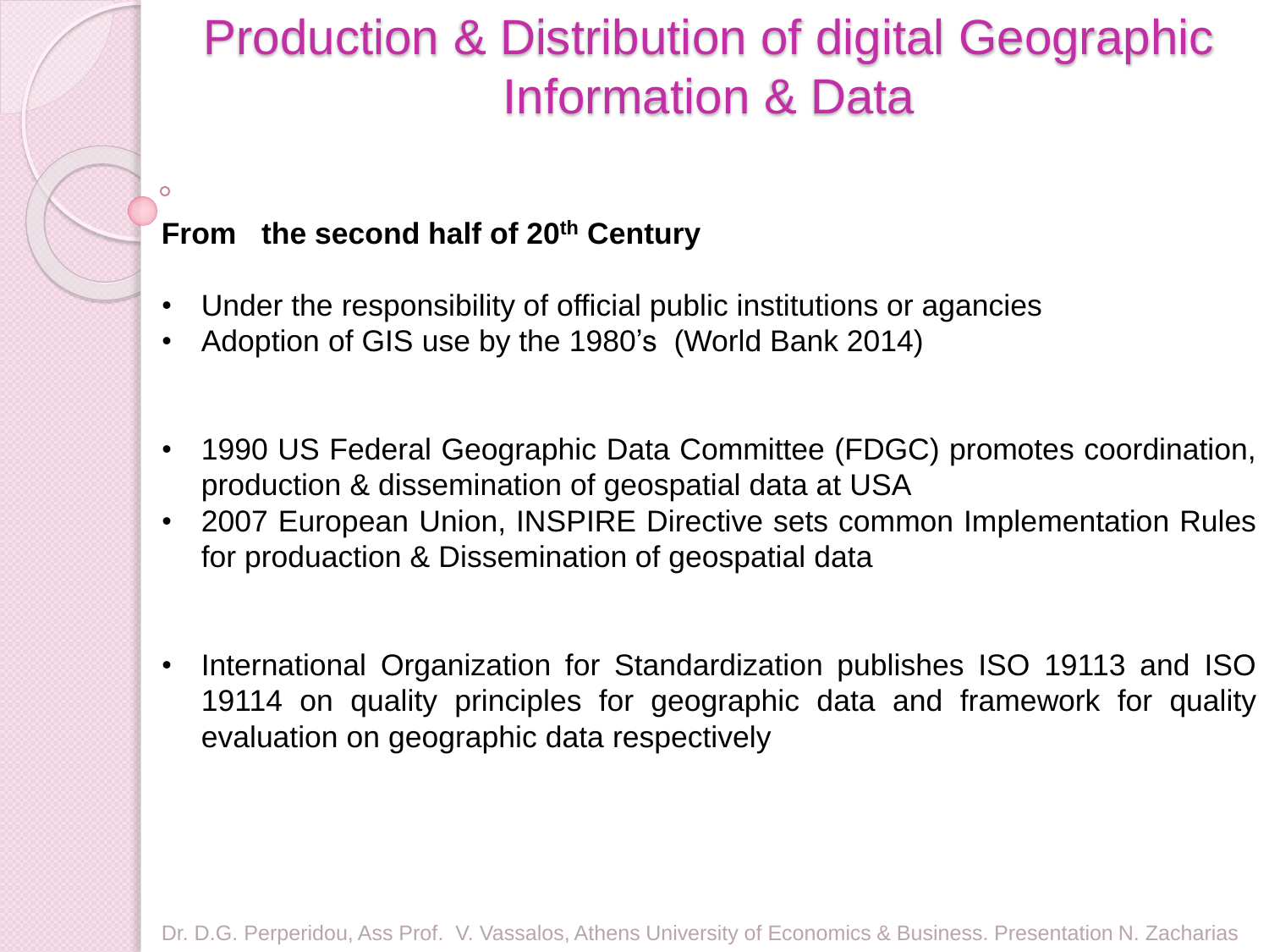# Production & Distribution of digital Geographic Information & Data

**From the second half of 20th Century**

- Under the responsibility of official public institutions or agancies
- Adoption of GIS use by the 1980's (World Bank 2014)

- 1990 US Federal Geographic Data Committee (FDGC) promotes coordination, production & dissemination of geospatial data at USA
- 2007 European Union, INSPIRE Directive sets common Implementation Rules for produaction & Dissemination of geospatial data

- International Organization for Standardization publishes ISO 19113 and ISO 19114 on quality principles for geographic data and framework for quality evaluation on geographic data respectively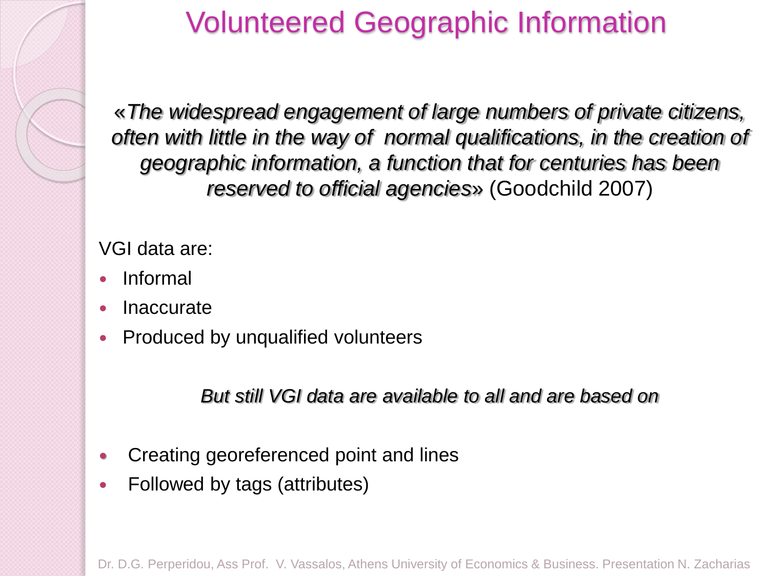# Volunteered Geographic Information

*«The widespread engagement of large numbers of private citizens, often with little in the way of normal qualifications, in the creation of geographic information, a function that for centuries has been reserved to official agencies»* (Goodchild 2007)

VGI data are:

- Informal
- Inaccurate
- Produced by unqualified volunteers

*But still VGI data are available to all and are based on*

- Creating georeferenced point and lines
- Followed by tags (attributes)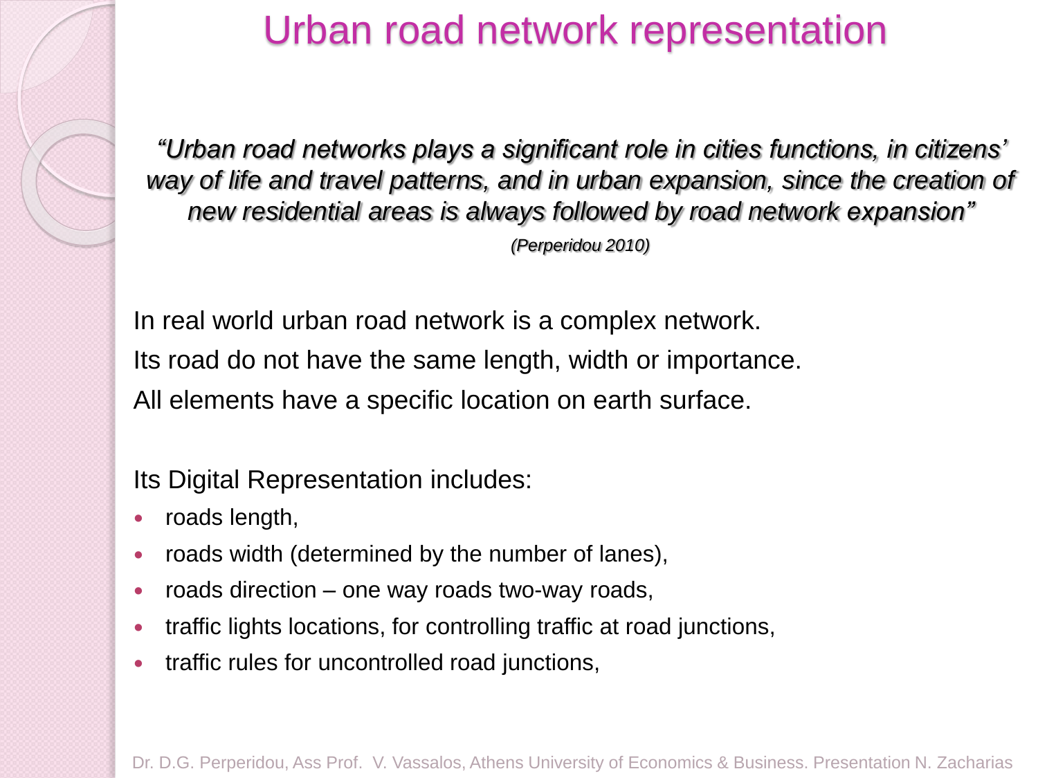# Urban road network representation

*"Urban road networks plays a significant role in cities functions, in citizens' way of life and travel patterns, and in urban expansion, since the creation of new residential areas is always followed by road network expansion"*

*(Perperidou 2010)*

In real world urban road network is a complex network.

Its road do not have the same length, width or importance.

All elements have a specific location on earth surface.

Its Digital Representation includes:

- roads length,
- roads width (determined by the number of lanes),
- roads direction – one way roads two-way roads,
- traffic lights locations, for controlling traffic at road junctions,
- traffic rules for uncontrolled road junctions,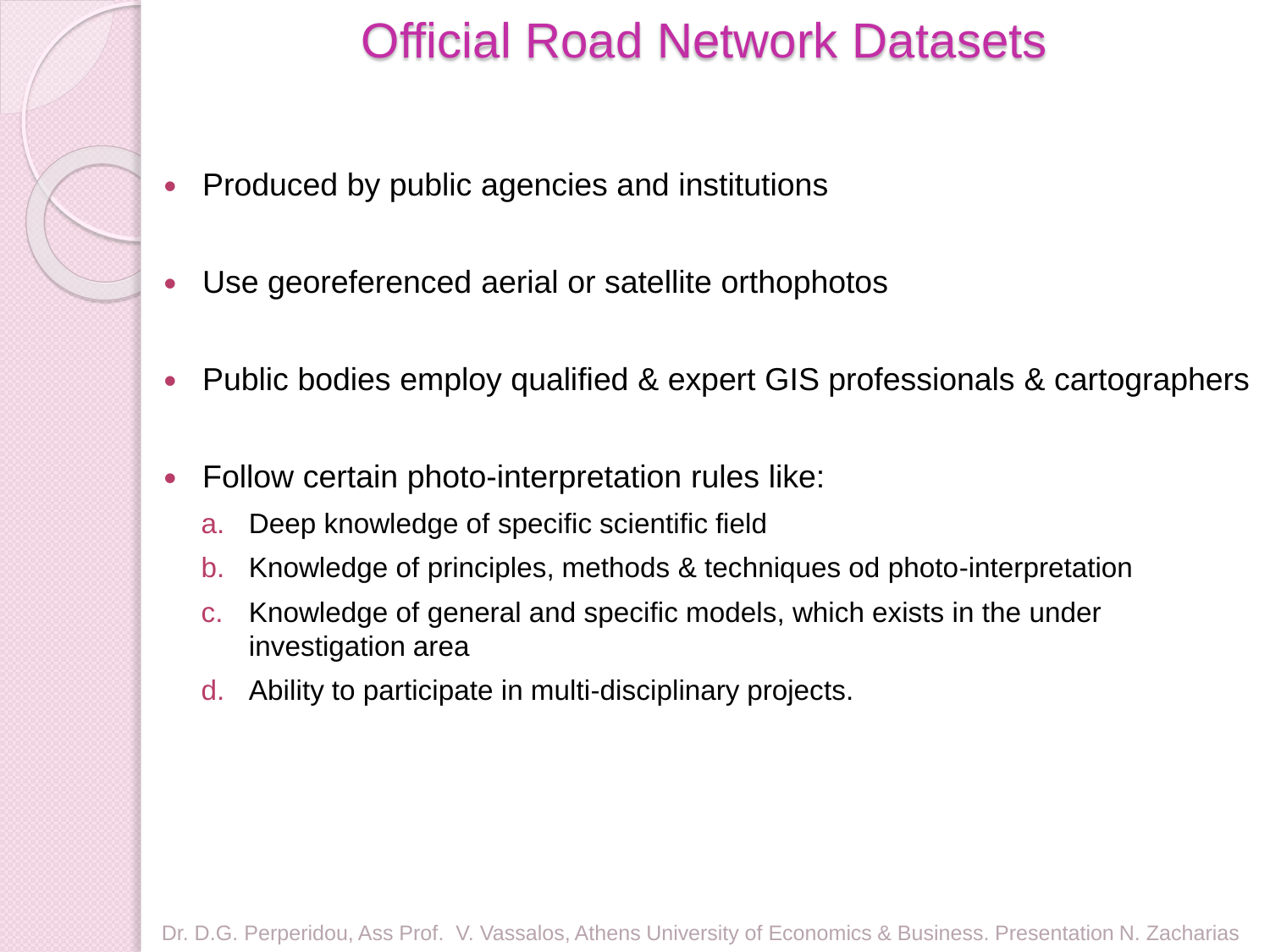# Official Road Network Datasets

- Produced by public agencies and institutions
- Use georeferenced aerial or satellite orthophotos
- Public bodies employ qualified & expert GIS professionals & cartographers
- Follow certain photo-interpretation rules like:
  a. Deep knowledge of specific scientific field
  b. Knowledge of principles, methods & techniques od photo-interpretation
  c. Knowledge of general and specific models, which exists in the under investigation area
  d. Ability to participate in multi-disciplinary projects.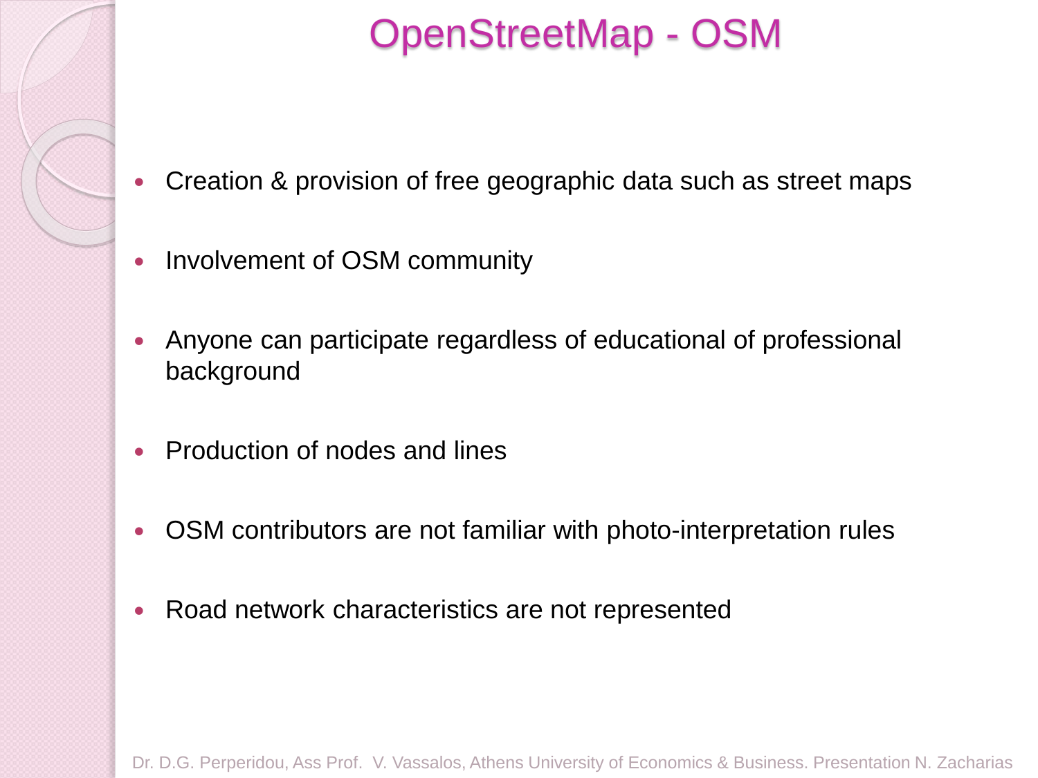# OpenStreetMap - OSM

- Creation & provision of free geographic data such as street maps
- Involvement of OSM community
- Anyone can participate regardless of educational of professional background
- Production of nodes and lines
- OSM contributors are not familiar with photo-interpretation rules
- Road network characteristics are not represented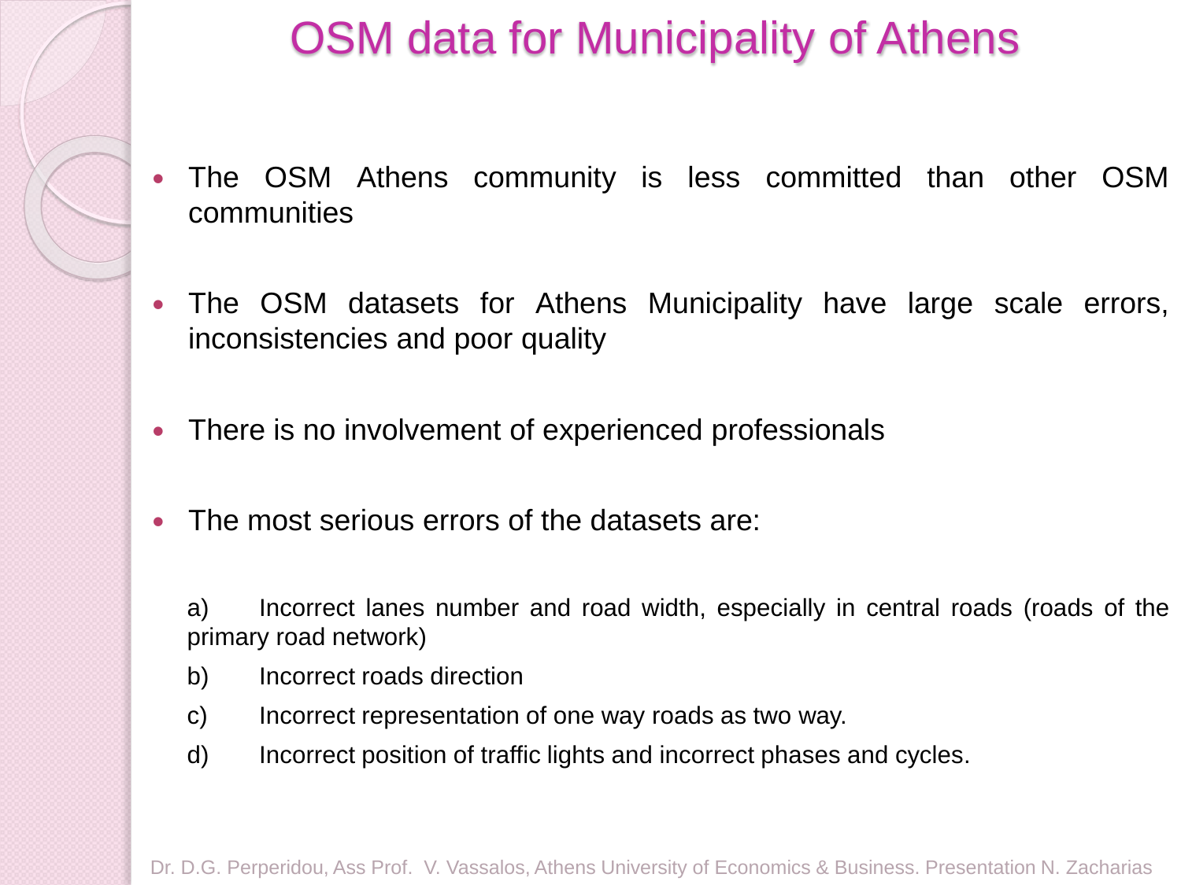# OSM data for Municipality of Athens

- The OSM Athens community is less committed than other OSM communities
- The OSM datasets for Athens Municipality have large scale errors, inconsistencies and poor quality
- There is no involvement of experienced professionals
- The most serious errors of the datasets are:

a) Incorrect lanes number and road width, especially in central roads (roads of the primary road network)

b) Incorrect roads direction

c) Incorrect representation of one way roads as two way.

d) Incorrect position of traffic lights and incorrect phases and cycles.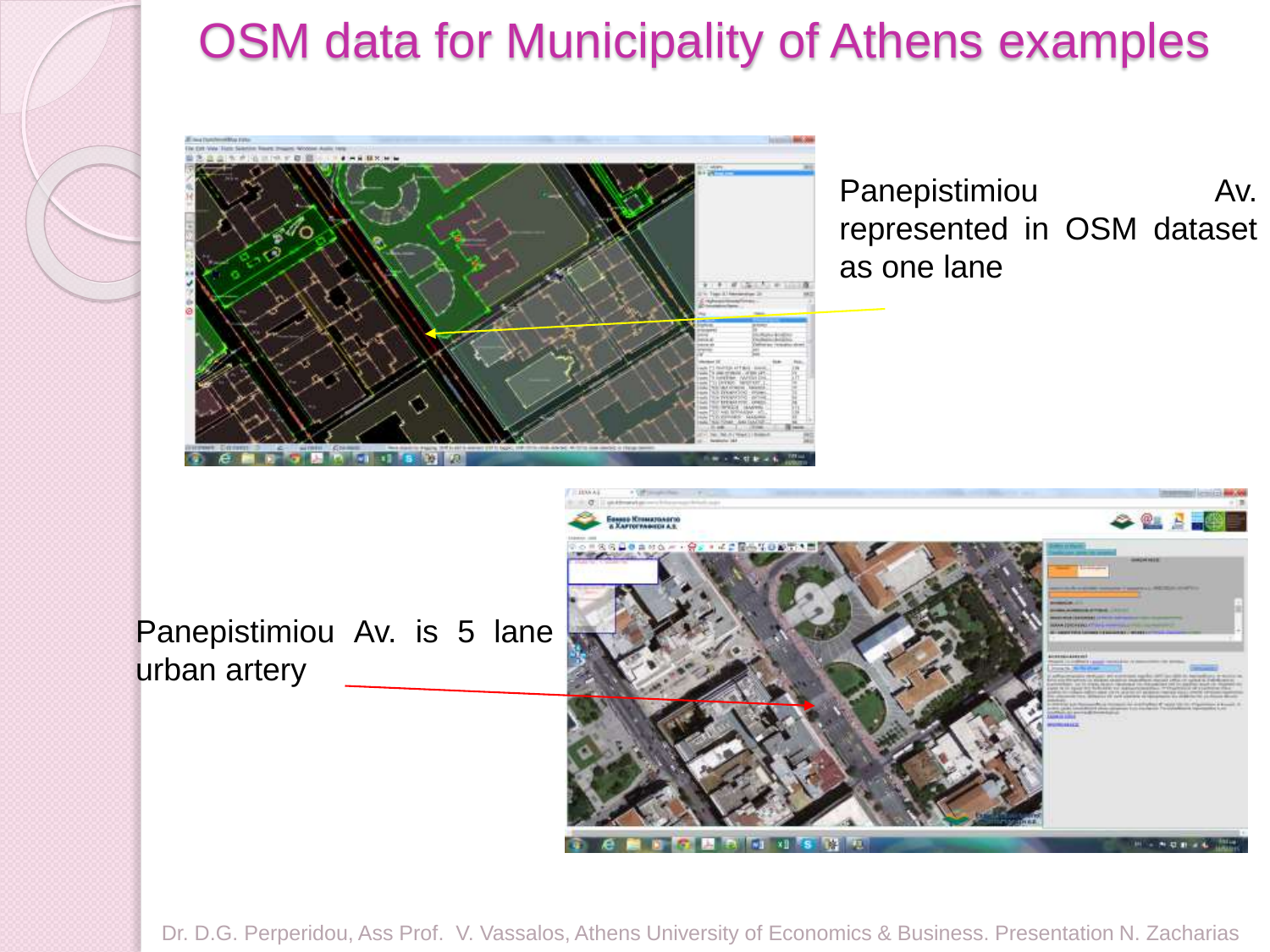# OSM data for Municipality of Athens examples

Panepistimiou Av. represented in OSM dataset as one lane

Panepistimiou Av. is 5 lane urban artery

Dr. D.G. Perperidou, Ass Prof. V. Vassalos, Athens University of Economics & Business. Presentation N. Zacharias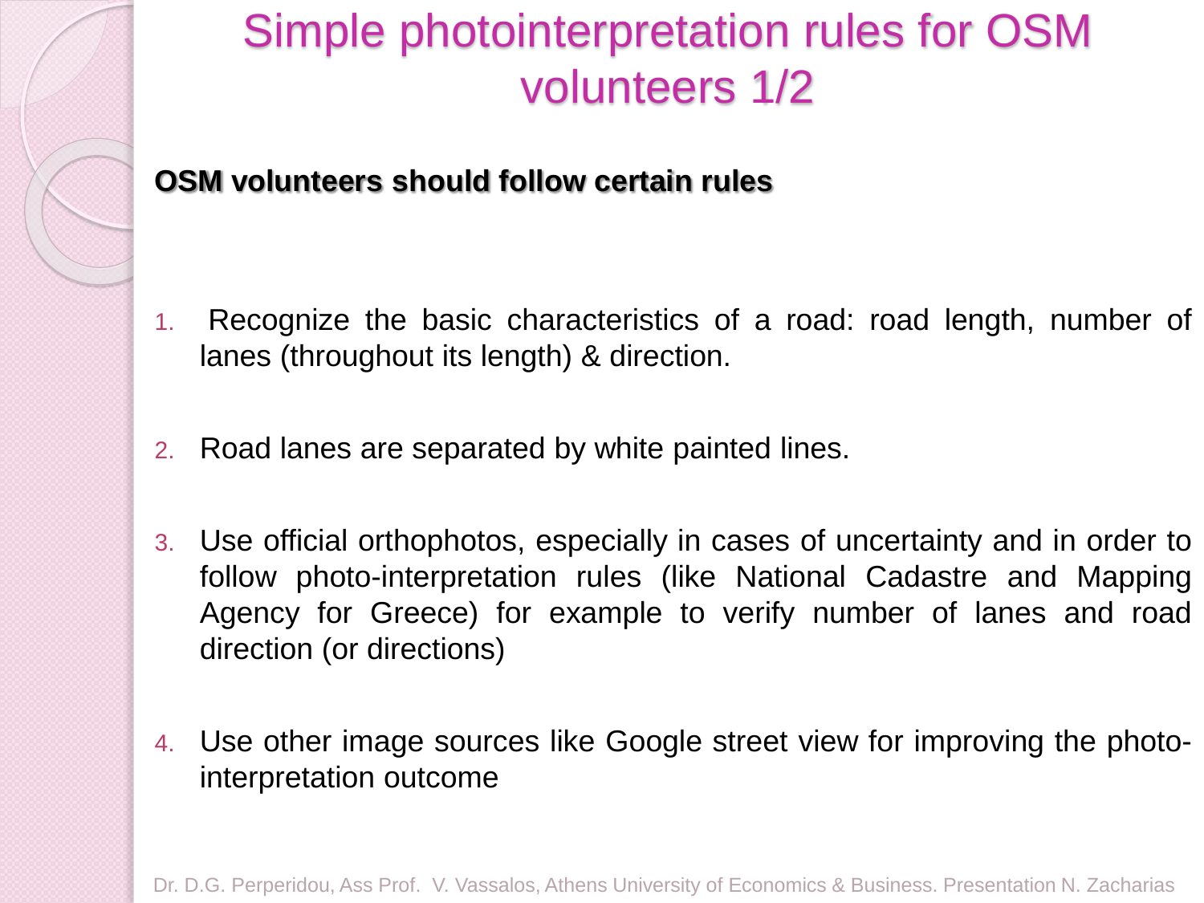# Simple photointerpretation rules for OSM volunteers 1/2

**OSM volunteers should follow certain rules**

1. Recognize the basic characteristics of a road: road length, number of lanes (throughout its length) & direction.
2. Road lanes are separated by white painted lines.
3. Use official orthophotos, especially in cases of uncertainty and in order to follow photo-interpretation rules (like National Cadastre and Mapping Agency for Greece) for example to verify number of lanes and road direction (or directions)
4. Use other image sources like Google street view for improving the photo-interpretation outcome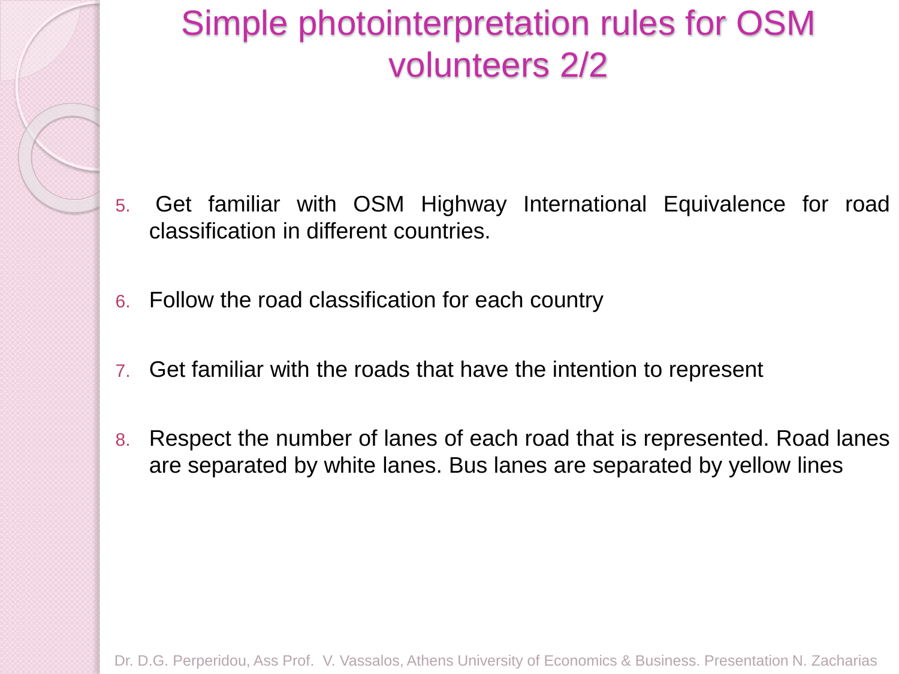# Simple photointerpretation rules for OSM volunteers 2/2

5. Get familiar with OSM Highway International Equivalence for road classification in different countries.

6. Follow the road classification for each country

7. Get familiar with the roads that have the intention to represent

8. Respect the number of lanes of each road that is represented. Road lanes are separated by white lanes. Bus lanes are separated by yellow lines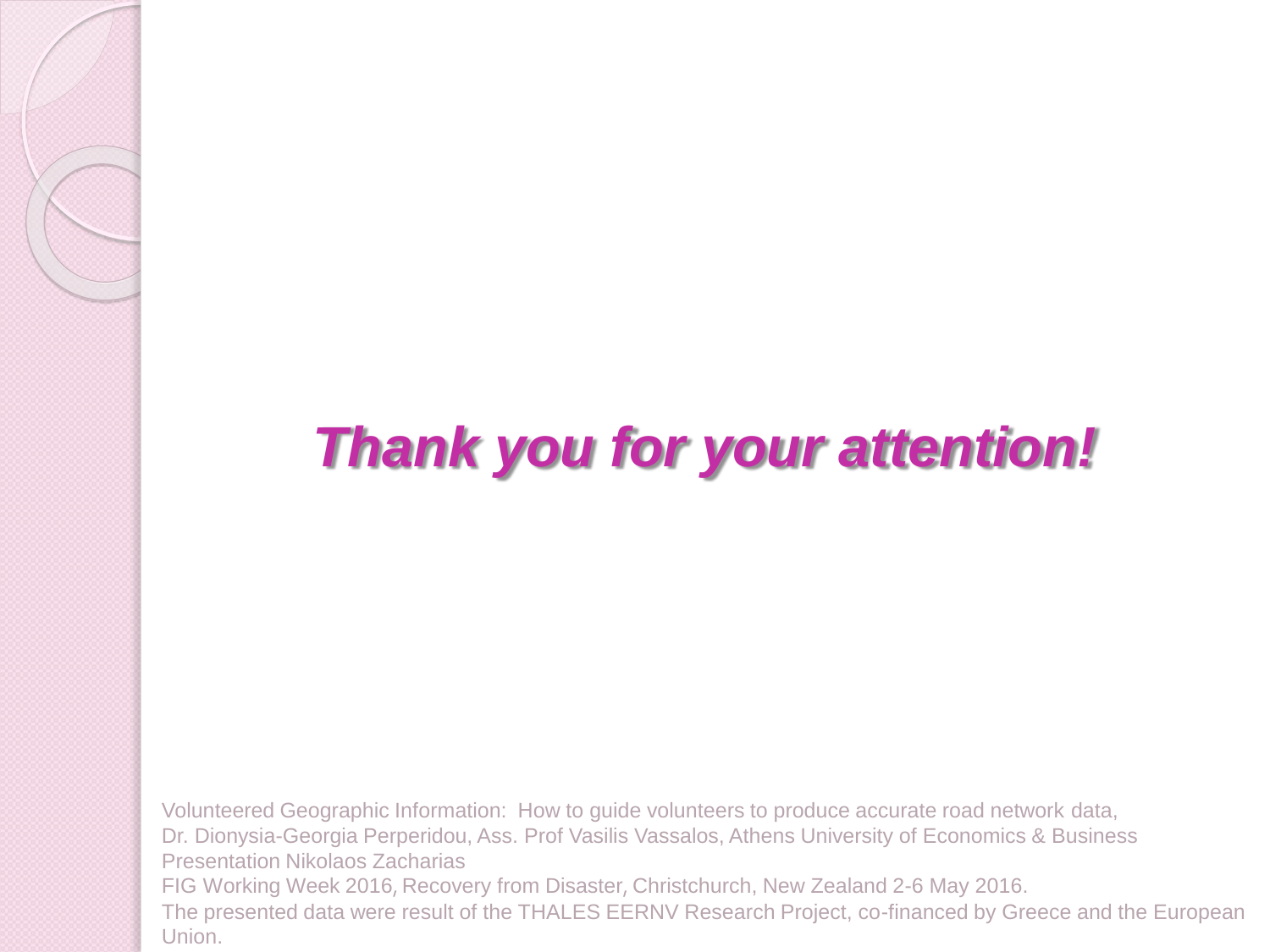***Thank you for your attention!***

Volunteered Geographic Information: How to guide volunteers to produce accurate road network data,
Dr. Dionysia-Georgia Perperidou, Ass. Prof Vasilis Vassalos, Athens University of Economics & Business
Presentation Nikolaos Zacharias
FIG Working Week 2016, Recovery from Disaster, Christchurch, New Zealand 2-6 May 2016.
The presented data were result of the THALES EERNV Research Project, co-financed by Greece and the European Union.